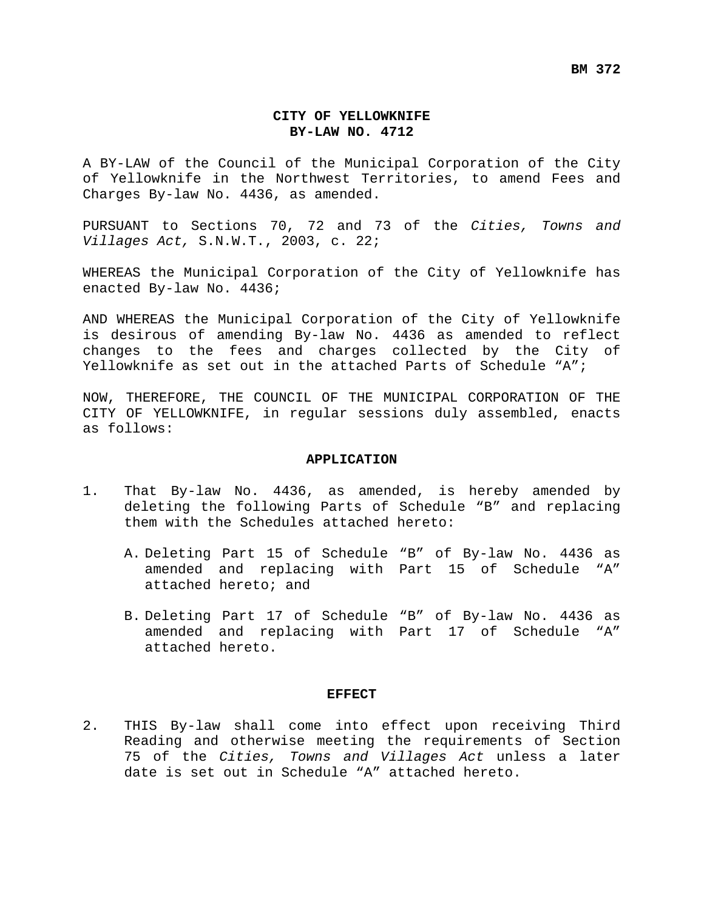**BM 372**

# CITY OF YELLOWKNIFE
# BY-LAW NO. 4712

A BY-LAW of the Council of the Municipal Corporation of the City of Yellowknife in the Northwest Territories, to amend Fees and Charges By-law No. 4436, as amended.

PURSUANT to Sections 70, 72 and 73 of the *Cities, Towns and Villages Act,* S.N.W.T., 2003, c. 22;

WHEREAS the Municipal Corporation of the City of Yellowknife has enacted By-law No. 4436;

AND WHEREAS the Municipal Corporation of the City of Yellowknife is desirous of amending By-law No. 4436 as amended to reflect changes to the fees and charges collected by the City of Yellowknife as set out in the attached Parts of Schedule "A";

NOW, THEREFORE, THE COUNCIL OF THE MUNICIPAL CORPORATION OF THE CITY OF YELLOWKNIFE, in regular sessions duly assembled, enacts as follows:

## APPLICATION

1. That By-law No. 4436, as amended, is hereby amended by deleting the following Parts of Schedule "B" and replacing them with the Schedules attached hereto:

   A. Deleting Part 15 of Schedule "B" of By-law No. 4436 as amended and replacing with Part 15 of Schedule "A" attached hereto; and

   B. Deleting Part 17 of Schedule "B" of By-law No. 4436 as amended and replacing with Part 17 of Schedule "A" attached hereto.

## EFFECT

2. THIS By-law shall come into effect upon receiving Third Reading and otherwise meeting the requirements of Section 75 of the *Cities, Towns and Villages Act* unless a later date is set out in Schedule "A" attached hereto.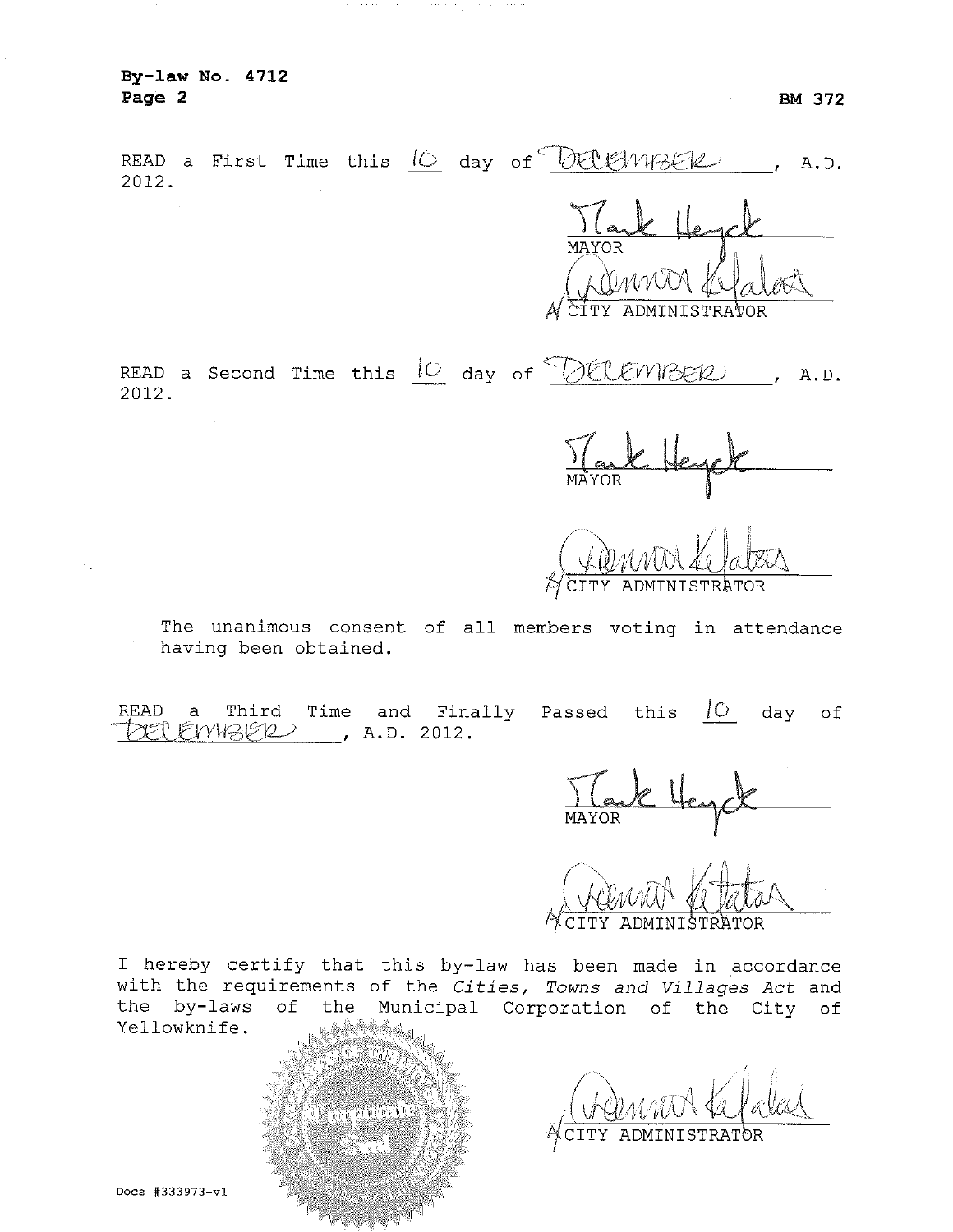**By-law No. 4712**
**Page 2** **BM 372**

READ a First Time this 10 day of December, A.D. 2012.

MAYOR

A/CITY ADMINISTRATOR

READ a Second Time this 10 day of December, A.D. 2012.

MAYOR

A/CITY ADMINISTRATOR

The unanimous consent of all members voting in attendance having been obtained.

READ a Third Time and Finally Passed this 10 day of December, A.D. 2012.

MAYOR

A/CITY ADMINISTRATOR

I hereby certify that this by-law has been made in accordance with the requirements of the *Cities, Towns and Villages Act* and the by-laws of the Municipal Corporation of the City of Yellowknife.

A/CITY ADMINISTRATOR

Docs #333973-v1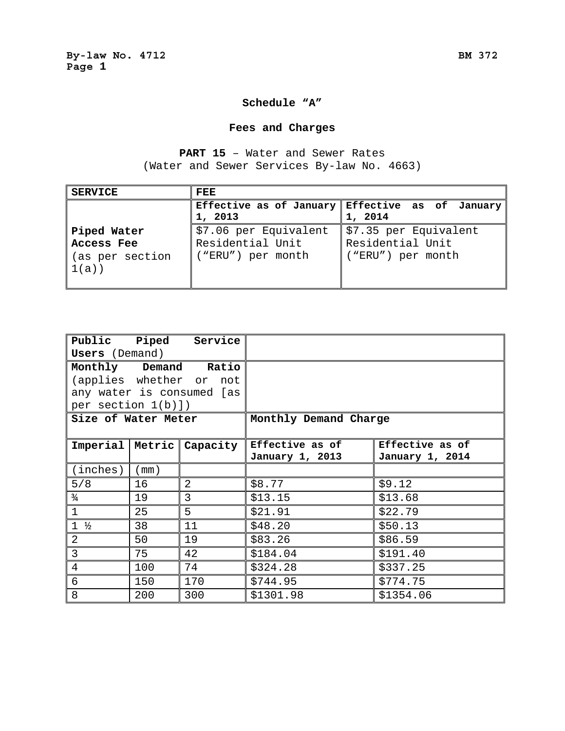## Schedule "A"

## Fees and Charges

**PART 15** – Water and Sewer Rates
(Water and Sewer Services By-law No. 4663)

| **SERVICE** | **FEE** | |
|---|---|---|
| | **Effective as of January 1, 2013** | **Effective as of January 1, 2014** |
| **Piped Water Access Fee** (as per section 1(a)) | $7.06 per Equivalent Residential Unit ("ERU") per month | $7.35 per Equivalent Residential Unit ("ERU") per month |

| **Public Piped Service Users** (Demand) | | | | |
|---|---|---|---|---|
| **Monthly Demand Ratio** (applies whether or not any water is consumed [as per section 1(b)]) | | | | |
| **Size of Water Meter** | | | **Monthly Demand Charge** | |
| **Imperial** | **Metric** | **Capacity** | **Effective as of January 1, 2013** | **Effective as of January 1, 2014** |
| (inches) | (mm) | | | |
| 5/8 | 16 | 2 | $8.77 | $9.12 |
| ¾ | 19 | 3 | $13.15 | $13.68 |
| 1 | 25 | 5 | $21.91 | $22.79 |
| 1 ½ | 38 | 11 | $48.20 | $50.13 |
| 2 | 50 | 19 | $83.26 | $86.59 |
| 3 | 75 | 42 | $184.04 | $191.40 |
| 4 | 100 | 74 | $324.28 | $337.25 |
| 6 | 150 | 170 | $744.95 | $774.75 |
| 8 | 200 | 300 | $1301.98 | $1354.06 |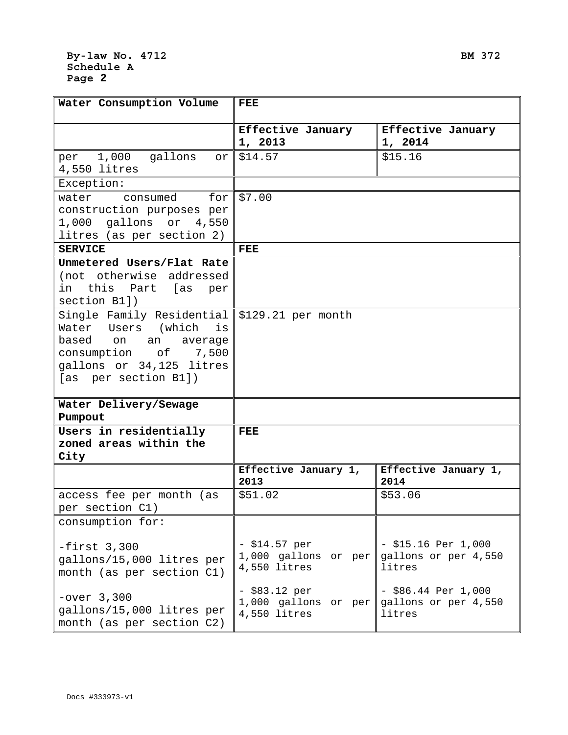**By-law No. 4712** **BM 372**
**Schedule A**
**Page 2**

| **Water Consumption Volume** | **FEE** | |
|---|---|---|
| | **Effective January 1, 2013** | **Effective January 1, 2014** |
| per 1,000 gallons or 4,550 litres | $14.57 | $15.16 |
| Exception: | | |
| water consumed for construction purposes per 1,000 gallons or 4,550 litres (as per section 2) | $7.00 | |
| **SERVICE** | **FEE** | |
| **Unmetered Users/Flat Rate** (not otherwise addressed in this Part [as per section B1]) | | |
| Single Family Residential Water Users (which is based on an average consumption of 7,500 gallons or 34,125 litres [as per section B1]) | $129.21 per month | |
| **Water Delivery/Sewage Pumpout** | | |
| **Users in residentially zoned areas within the City** | **FEE** | |
| | **Effective January 1, 2013** | **Effective January 1, 2014** |
| access fee per month (as per section C1) | $51.02 | $53.06 |
| consumption for:<br><br>-first 3,300 gallons/15,000 litres per month (as per section C1)<br><br>-over 3,300 gallons/15,000 litres per month (as per section C2) | - $14.57 per 1,000 gallons or per 4,550 litres<br><br>- $83.12 per 1,000 gallons or per 4,550 litres | - $15.16 Per 1,000 gallons or per 4,550 litres<br><br>- $86.44 Per 1,000 gallons or per 4,550 litres |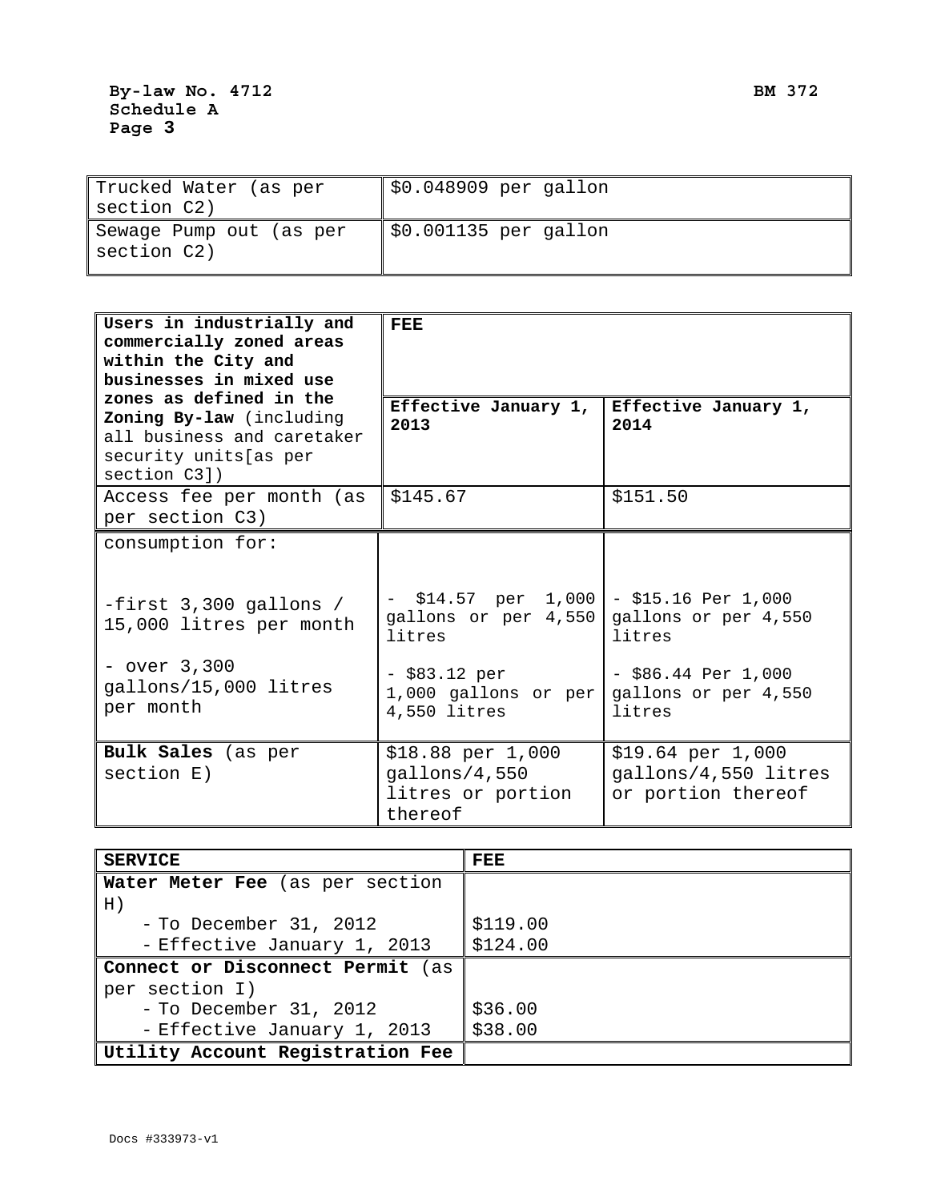**By-law No. 4712**
**Schedule A**
**Page 3**

**BM 372**

| Trucked Water (as per section C2) | $0.048909 per gallon |
|---|---|
| Sewage Pump out (as per section C2) | $0.001135 per gallon |

| **Users in industrially and commercially zoned areas within the City and businesses in mixed use zones as defined in the Zoning By-law** (including all business and caretaker security units[as per section C3]) | **FEE** | |
|---|---|---|
| | **Effective January 1, 2013** | **Effective January 1, 2014** |
| Access fee per month (as per section C3) | $145.67 | $151.50 |
| consumption for:<br><br>-first 3,300 gallons / 15,000 litres per month<br><br>- over 3,300 gallons/15,000 litres per month | - $14.57 per 1,000 gallons or per 4,550 litres<br><br>- $83.12 per 1,000 gallons or per 4,550 litres | - $15.16 Per 1,000 gallons or per 4,550 litres<br><br>- $86.44 Per 1,000 gallons or per 4,550 litres |
| **Bulk Sales** (as per section E) | $18.88 per 1,000 gallons/4,550 litres or portion thereof | $19.64 per 1,000 gallons/4,550 litres or portion thereof |

| **SERVICE** | **FEE** |
|---|---|
| **Water Meter Fee** (as per section H)<br>- To December 31, 2012<br>- Effective January 1, 2013 | <br>$119.00<br>$124.00 |
| **Connect or Disconnect Permit** (as per section I)<br>- To December 31, 2012<br>- Effective January 1, 2013 | <br>$36.00<br>$38.00 |
| **Utility Account Registration Fee** | |

Docs #333973-v1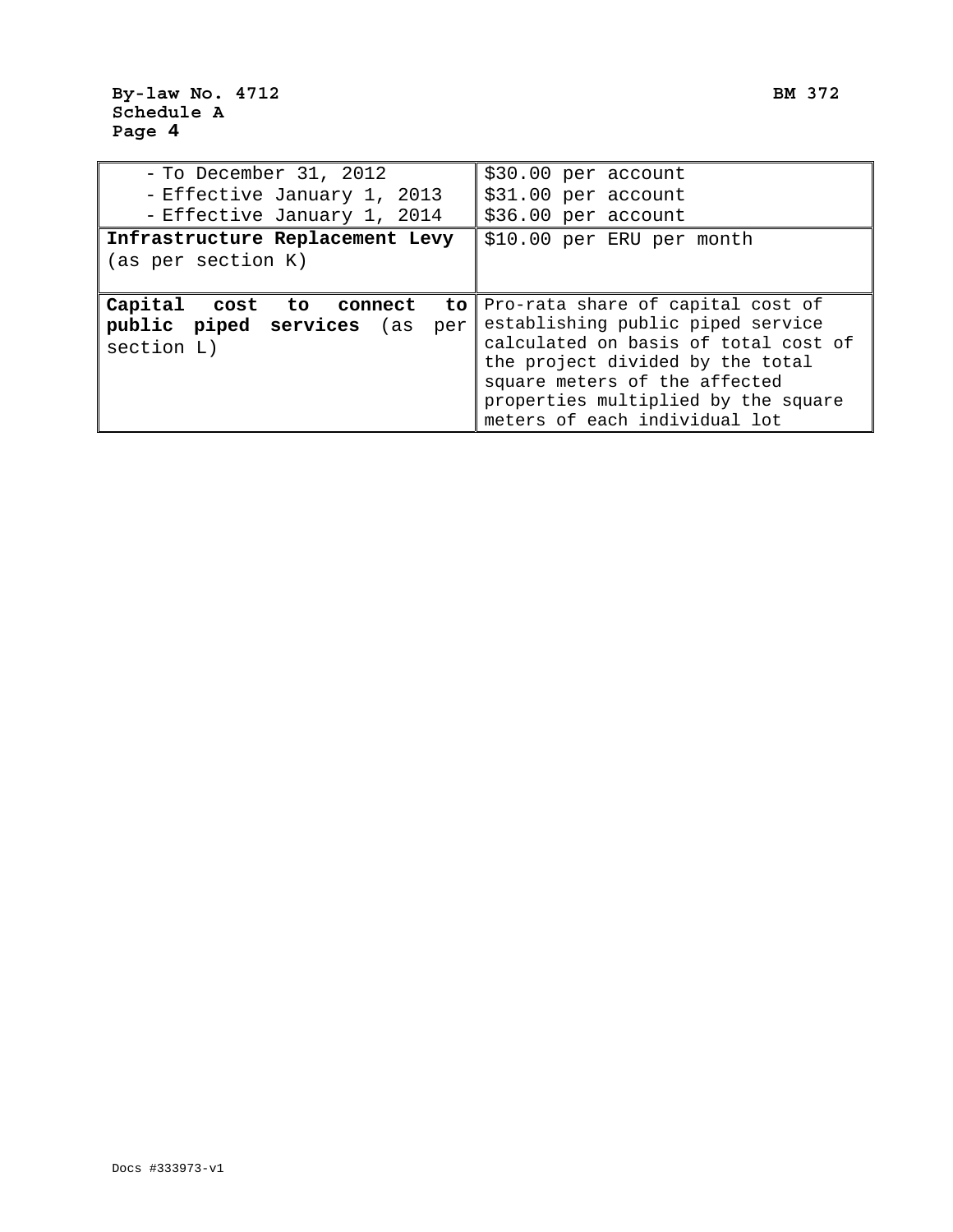| | |
|---|---|
| - To December 31, 2012<br>- Effective January 1, 2013<br>- Effective January 1, 2014 | $30.00 per account<br>$31.00 per account<br>$36.00 per account |
| **Infrastructure Replacement Levy** (as per section K) | $10.00 per ERU per month |
| **Capital cost to connect to public piped services** (as per section L) | Pro-rata share of capital cost of establishing public piped service calculated on basis of total cost of the project divided by the total square meters of the affected properties multiplied by the square meters of each individual lot |

Docs #333973-v1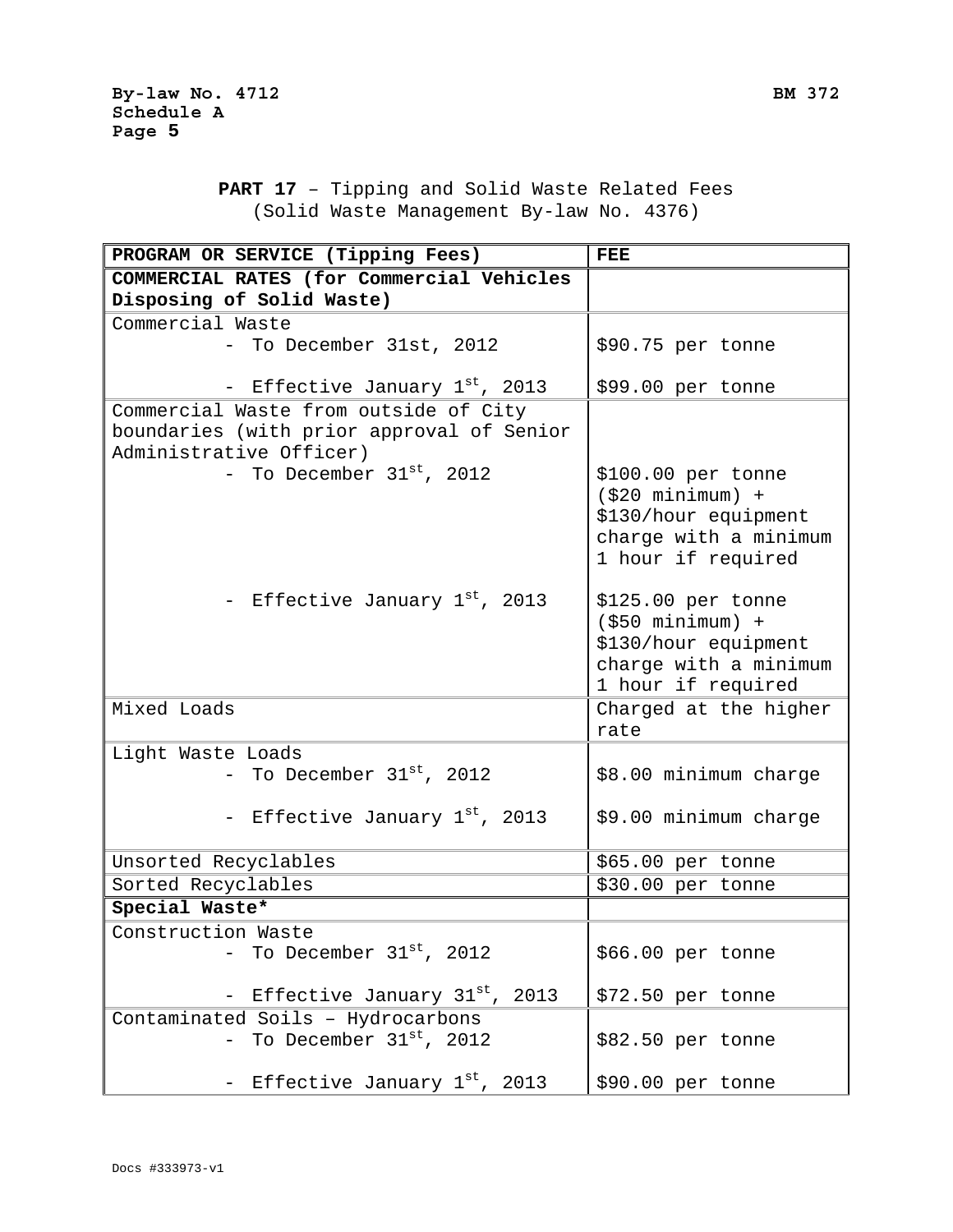**PART 17** – Tipping and Solid Waste Related Fees
(Solid Waste Management By-law No. 4376)

| PROGRAM OR SERVICE (Tipping Fees) | FEE |
|---|---|
| **COMMERCIAL RATES (for Commercial Vehicles Disposing of Solid Waste)** | |
| Commercial Waste<br>- To December 31st, 2012<br>- Effective January 1st, 2013 | <br>$90.75 per tonne<br>$99.00 per tonne |
| Commercial Waste from outside of City boundaries (with prior approval of Senior Administrative Officer)<br>- To December 31st, 2012<br>- Effective January 1st, 2013 | <br>$100.00 per tonne ($20 minimum) + $130/hour equipment charge with a minimum 1 hour if required<br>$125.00 per tonne ($50 minimum) + $130/hour equipment charge with a minimum 1 hour if required |
| Mixed Loads | Charged at the higher rate |
| Light Waste Loads<br>- To December 31st, 2012<br>- Effective January 1st, 2013 | <br>$8.00 minimum charge<br>$9.00 minimum charge |
| Unsorted Recyclables | $65.00 per tonne |
| Sorted Recyclables | $30.00 per tonne |
| **Special Waste*** | |
| Construction Waste<br>- To December 31st, 2012<br>- Effective January 31st, 2013 | <br>$66.00 per tonne<br>$72.50 per tonne |
| Contaminated Soils – Hydrocarbons<br>- To December 31st, 2012<br>- Effective January 1st, 2013 | <br>$82.50 per tonne<br>$90.00 per tonne |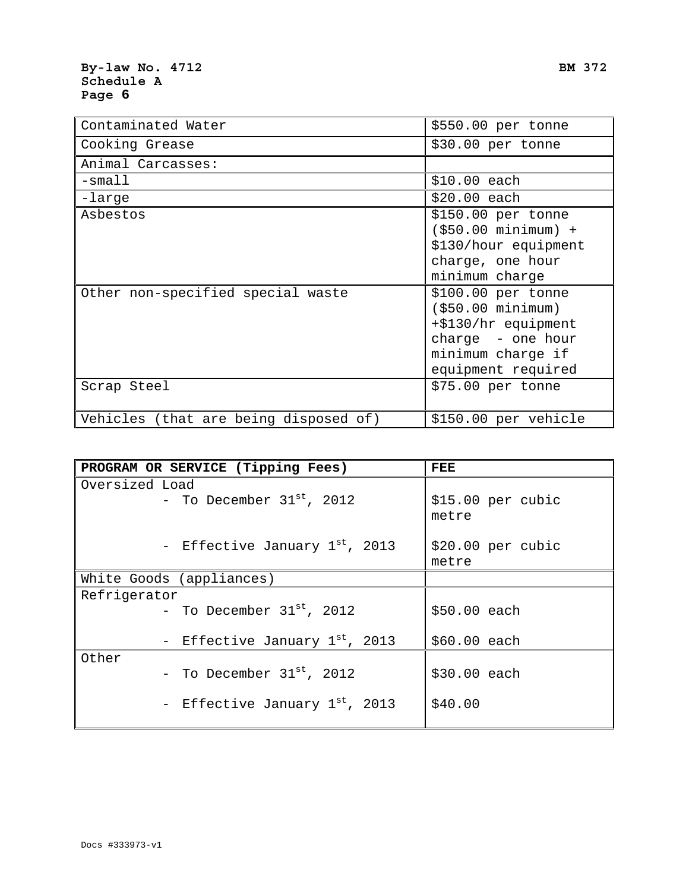| Contaminated Water | $550.00 per tonne |
|---|---|
| Cooking Grease | $30.00 per tonne |
| Animal Carcasses: | |
| -small | $10.00 each |
| -large | $20.00 each |
| Asbestos | $150.00 per tonne ($50.00 minimum) + $130/hour equipment charge, one hour minimum charge |
| Other non-specified special waste | $100.00 per tonne ($50.00 minimum) +$130/hr equipment charge - one hour minimum charge if equipment required |
| Scrap Steel | $75.00 per tonne |
| Vehicles (that are being disposed of) | $150.00 per vehicle |

| PROGRAM OR SERVICE (Tipping Fees) | FEE |
|---|---|
| Oversized Load<br>- To December 31st, 2012<br>- Effective January 1st, 2013 | <br>$15.00 per cubic metre<br>$20.00 per cubic metre |
| White Goods (appliances) | |
| Refrigerator<br>- To December 31st, 2012<br>- Effective January 1st, 2013 | <br>$50.00 each<br>$60.00 each |
| Other<br>- To December 31st, 2012<br>- Effective January 1st, 2013 | <br>$30.00 each<br>$40.00 |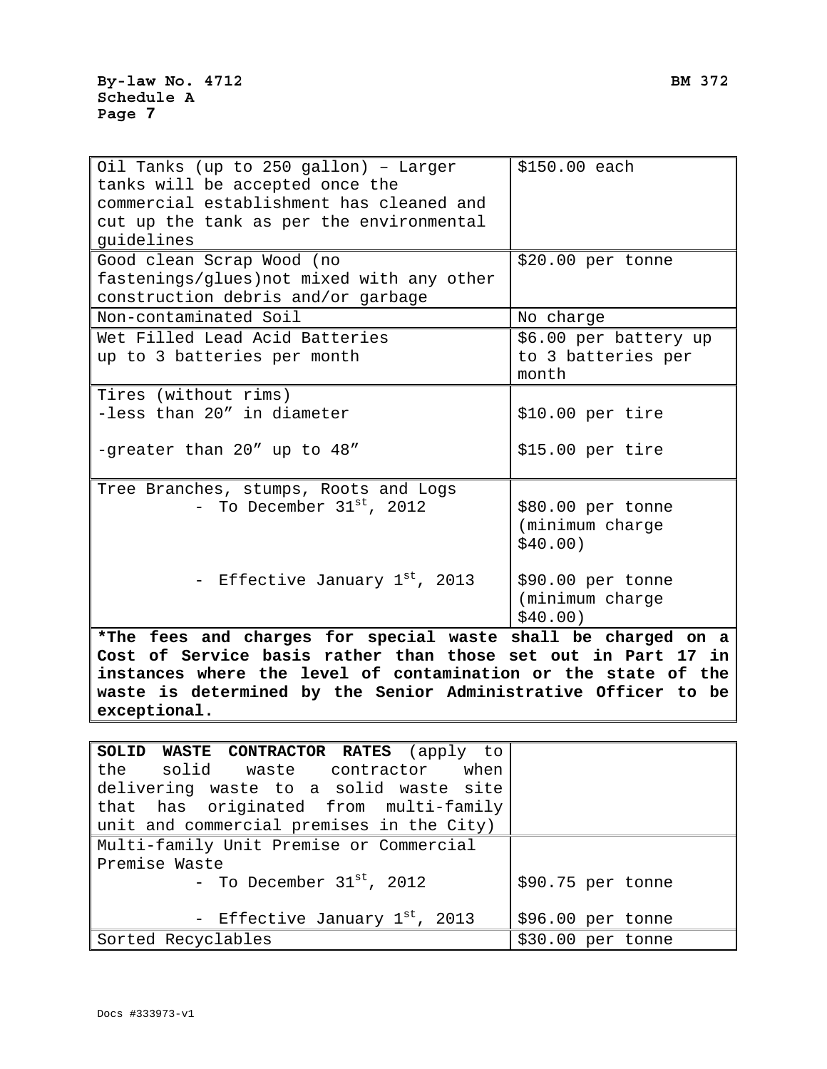| | |
|---|---|
| Oil Tanks (up to 250 gallon) – Larger tanks will be accepted once the commercial establishment has cleaned and cut up the tank as per the environmental guidelines | $150.00 each |
| Good clean Scrap Wood (no fastenings/glues)not mixed with any other construction debris and/or garbage | $20.00 per tonne |
| Non-contaminated Soil | No charge |
| Wet Filled Lead Acid Batteries up to 3 batteries per month | $6.00 per battery up to 3 batteries per month |
| Tires (without rims)<br>-less than 20" in diameter<br><br>-greater than 20" up to 48" | <br>$10.00 per tire<br><br>$15.00 per tire |
| Tree Branches, stumps, Roots and Logs<br>- To December 31st, 2012<br><br><br>- Effective January 1st, 2013 | <br>$80.00 per tonne (minimum charge $40.00)<br><br>$90.00 per tonne (minimum charge $40.00) |

**\*The fees and charges for special waste shall be charged on a Cost of Service basis rather than those set out in Part 17 in instances where the level of contamination or the state of the waste is determined by the Senior Administrative Officer to be exceptional.**

| | |
|---|---|
| **SOLID WASTE CONTRACTOR RATES** (apply to the solid waste contractor when delivering waste to a solid waste site that has originated from multi-family unit and commercial premises in the City) | |
| Multi-family Unit Premise or Commercial Premise Waste<br>- To December 31st, 2012<br><br>- Effective January 1st, 2013 | <br><br>$90.75 per tonne<br><br>$96.00 per tonne |
| Sorted Recyclables | $30.00 per tonne |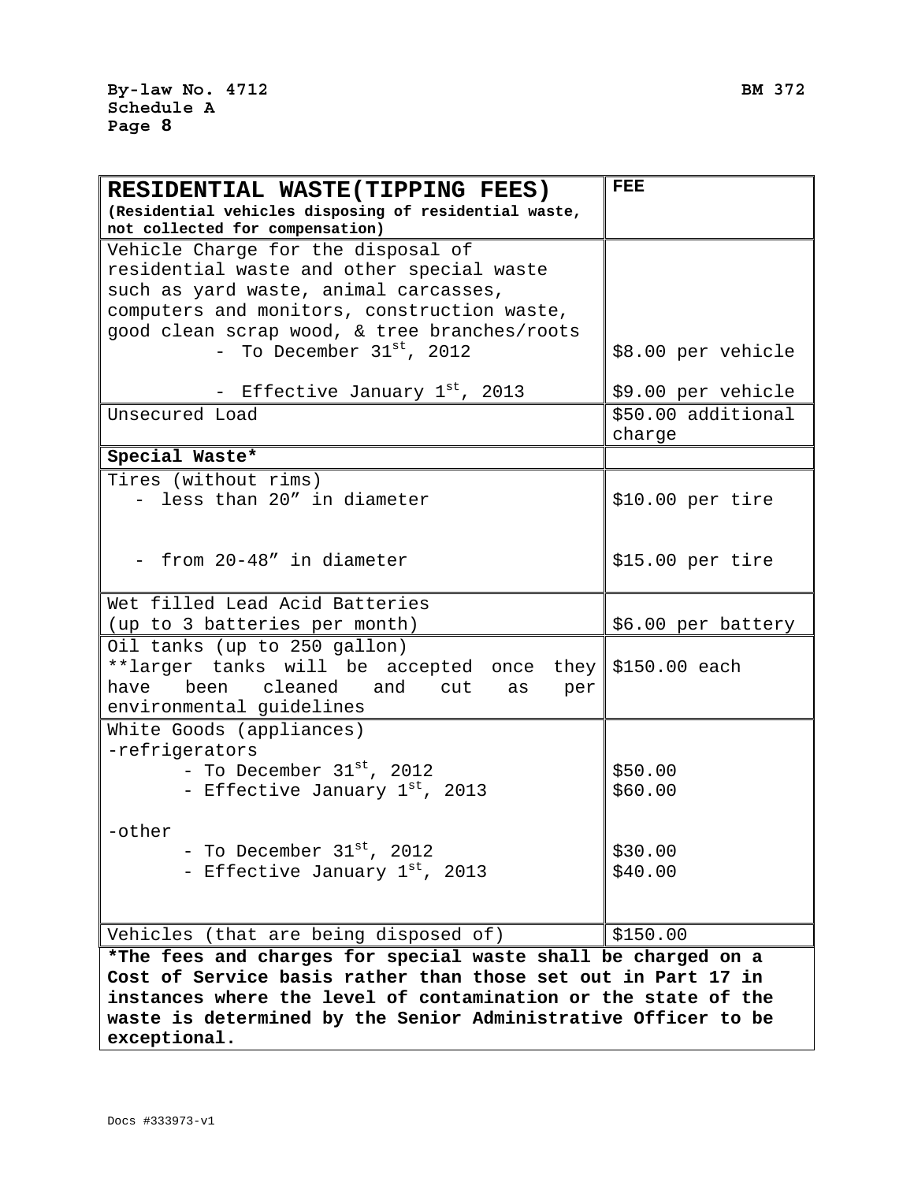| **RESIDENTIAL WASTE(TIPPING FEES)** (Residential vehicles disposing of residential waste, not collected for compensation) | **FEE** |
|---|---|
| Vehicle Charge for the disposal of residential waste and other special waste such as yard waste, animal carcasses, computers and monitors, construction waste, good clean scrap wood, & tree branches/roots<br>- To December 31st, 2012<br>- Effective January 1st, 2013 | <br><br>$8.00 per vehicle<br>$9.00 per vehicle |
| Unsecured Load | $50.00 additional charge |
| **Special Waste*** | |
| Tires (without rims)<br>- less than 20" in diameter<br>- from 20-48" in diameter | <br>$10.00 per tire<br>$15.00 per tire |
| Wet filled Lead Acid Batteries (up to 3 batteries per month) | $6.00 per battery |
| Oil tanks (up to 250 gallon)<br>**larger tanks will be accepted once they have been cleaned and cut as per environmental guidelines | $150.00 each |
| White Goods (appliances)<br>-refrigerators<br>- To December 31st, 2012<br>- Effective January 1st, 2013<br>-other<br>- To December 31st, 2012<br>- Effective January 1st, 2013 | <br><br>$50.00<br>$60.00<br><br>$30.00<br>$40.00 |
| Vehicles (that are being disposed of) | $150.00 |

**\*The fees and charges for special waste shall be charged on a Cost of Service basis rather than those set out in Part 17 in instances where the level of contamination or the state of the waste is determined by the Senior Administrative Officer to be exceptional.**

Docs #333973-v1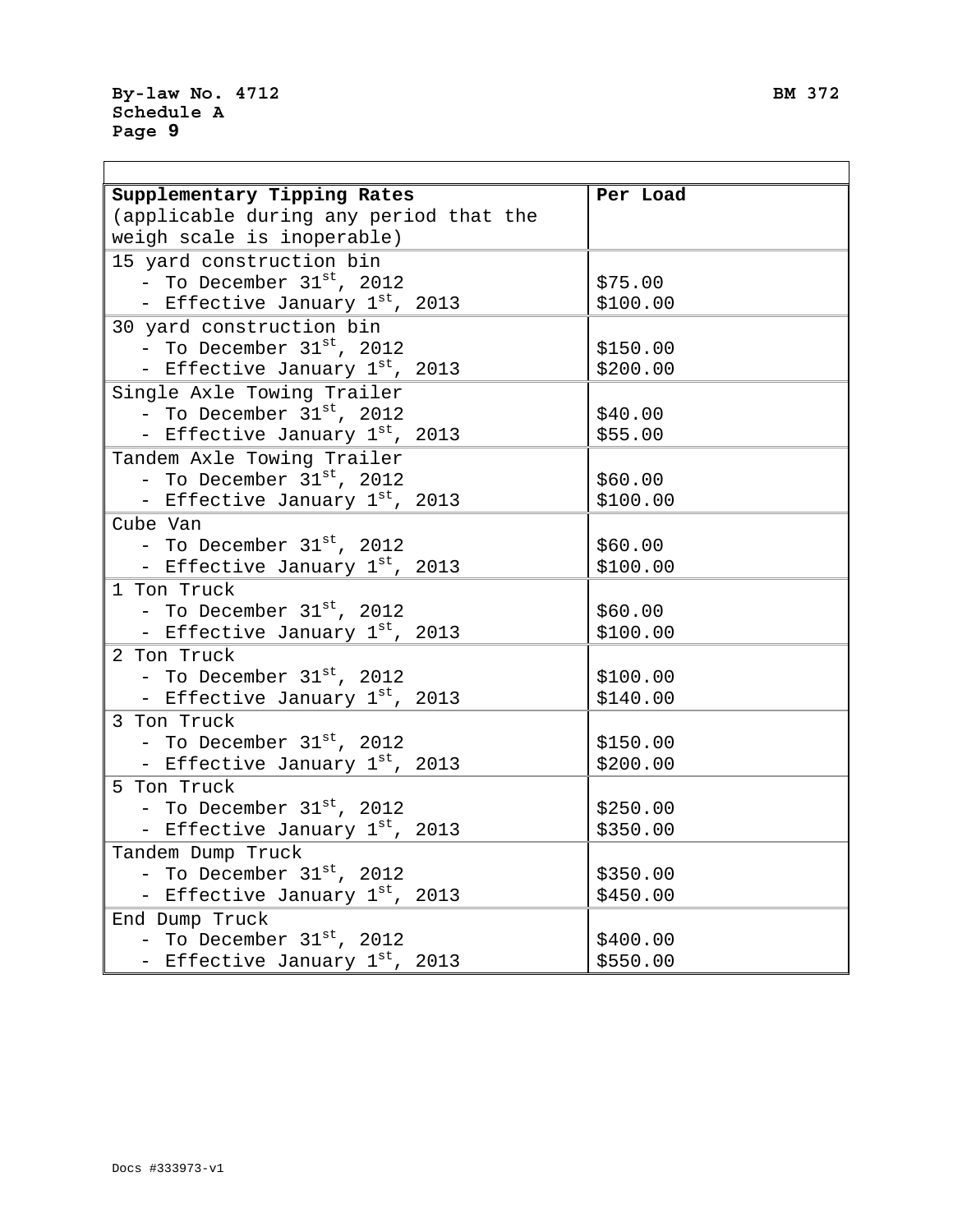| Supplementary Tipping Rates (applicable during any period that the weigh scale is inoperable) | Per Load |
|---|---|
| 15 yard construction bin<br>- To December 31st, 2012<br>- Effective January 1st, 2013 | <br>\$75.00<br>\$100.00 |
| 30 yard construction bin<br>- To December 31st, 2012<br>- Effective January 1st, 2013 | <br>\$150.00<br>\$200.00 |
| Single Axle Towing Trailer<br>- To December 31st, 2012<br>- Effective January 1st, 2013 | <br>\$40.00<br>\$55.00 |
| Tandem Axle Towing Trailer<br>- To December 31st, 2012<br>- Effective January 1st, 2013 | <br>\$60.00<br>\$100.00 |
| Cube Van<br>- To December 31st, 2012<br>- Effective January 1st, 2013 | <br>\$60.00<br>\$100.00 |
| 1 Ton Truck<br>- To December 31st, 2012<br>- Effective January 1st, 2013 | <br>\$60.00<br>\$100.00 |
| 2 Ton Truck<br>- To December 31st, 2012<br>- Effective January 1st, 2013 | <br>\$100.00<br>\$140.00 |
| 3 Ton Truck<br>- To December 31st, 2012<br>- Effective January 1st, 2013 | <br>\$150.00<br>\$200.00 |
| 5 Ton Truck<br>- To December 31st, 2012<br>- Effective January 1st, 2013 | <br>\$250.00<br>\$350.00 |
| Tandem Dump Truck<br>- To December 31st, 2012<br>- Effective January 1st, 2013 | <br>\$350.00<br>\$450.00 |
| End Dump Truck<br>- To December 31st, 2012<br>- Effective January 1st, 2013 | <br>\$400.00<br>\$550.00 |

Docs #333973-v1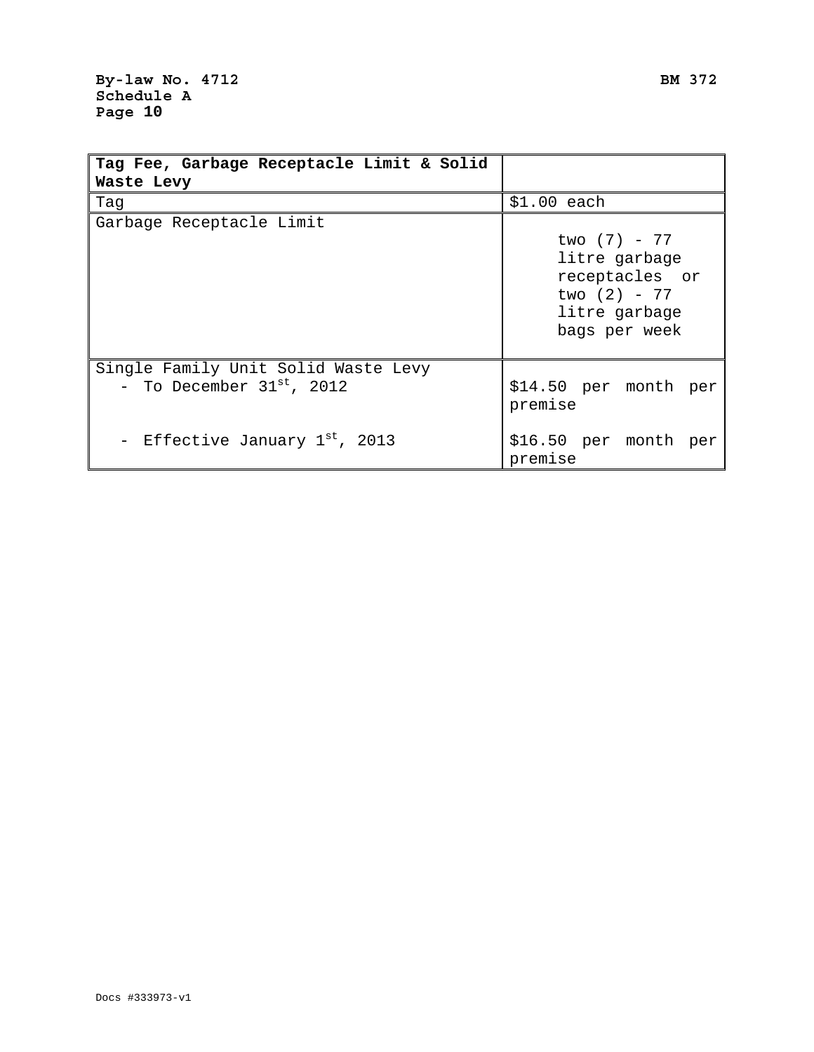| Tag Fee, Garbage Receptacle Limit & Solid Waste Levy | |
|---|---|
| Tag | $1.00 each |
| Garbage Receptacle Limit | two (7) - 77 litre garbage receptacles or two (2) - 77 litre garbage bags per week |
| Single Family Unit Solid Waste Levy<br>- To December 31st, 2012<br><br>- Effective January 1st, 2013 | <br>$14.50 per month per premise<br><br>$16.50 per month per premise |